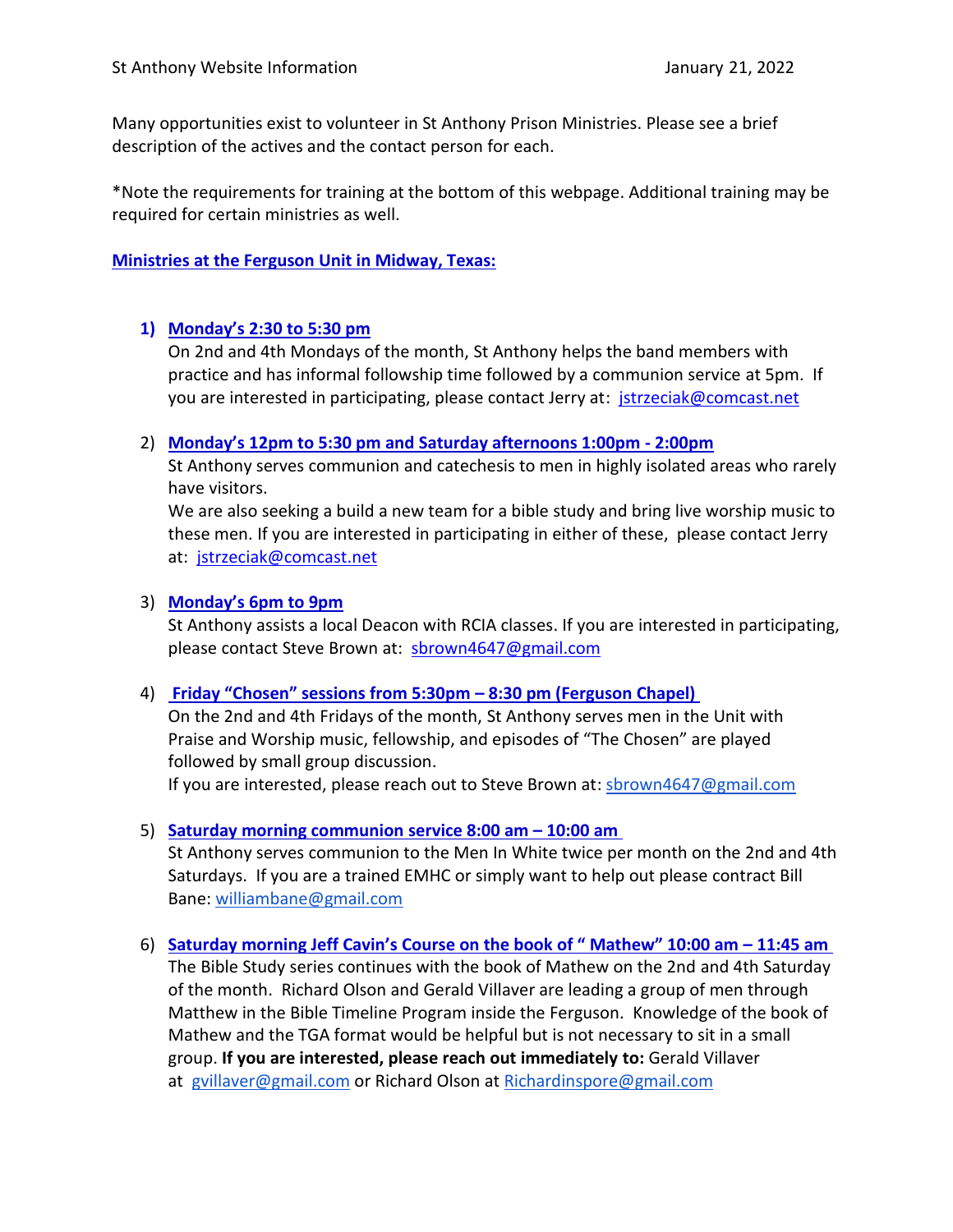St Anthony Website Information January 21, 2022

Many opportunities exist to volunteer in St Anthony Prison Ministries. Please see a brief description of the actives and the contact person for each.

*Note the requirements for training at the bottom of this webpage. Additional training may be required for certain ministries as well.

## Ministries at the Ferguson Unit in Midway, Texas:

1) **Monday's 2:30 to 5:30 pm**
   On 2nd and 4th Mondays of the month, St Anthony helps the band members with practice and has informal followship time followed by a communion service at 5pm. If you are interested in participating, please contact Jerry at: jstrzeciak@comcast.net

2) **Monday's 12pm to 5:30 pm and Saturday afternoons 1:00pm - 2:00pm**
   St Anthony serves communion and catechesis to men in highly isolated areas who rarely have visitors.
   We are also seeking a build a new team for a bible study and bring live worship music to these men. If you are interested in participating in either of these, please contact Jerry at: jstrzeciak@comcast.net

3) **Monday's 6pm to 9pm**
   St Anthony assists a local Deacon with RCIA classes. If you are interested in participating, please contact Steve Brown at: sbrown4647@gmail.com

4) **Friday "Chosen" sessions from 5:30pm – 8:30 pm (Ferguson Chapel)**
   On the 2nd and 4th Fridays of the month, St Anthony serves men in the Unit with Praise and Worship music, fellowship, and episodes of "The Chosen" are played followed by small group discussion.
   If you are interested, please reach out to Steve Brown at: sbrown4647@gmail.com

5) **Saturday morning communion service 8:00 am – 10:00 am**
   St Anthony serves communion to the Men In White twice per month on the 2nd and 4th Saturdays. If you are a trained EMHC or simply want to help out please contract Bill Bane: williambane@gmail.com

6) **Saturday morning Jeff Cavin's Course on the book of " Mathew" 10:00 am – 11:45 am**
   The Bible Study series continues with the book of Mathew on the 2nd and 4th Saturday of the month. Richard Olson and Gerald Villaver are leading a group of men through Matthew in the Bible Timeline Program inside the Ferguson. Knowledge of the book of Mathew and the TGA format would be helpful but is not necessary to sit in a small group. **If you are interested, please reach out immediately to:** Gerald Villaver at gvillaver@gmail.com or Richard Olson at Richardinspore@gmail.com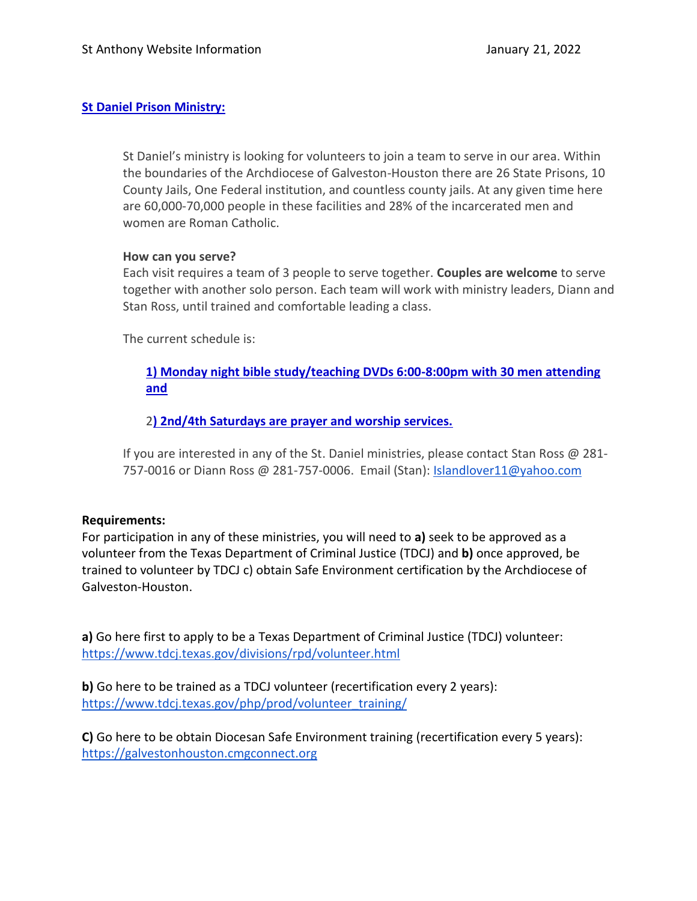St Anthony Website Information January 21, 2022

**St Daniel Prison Ministry:**

St Daniel's ministry is looking for volunteers to join a team to serve in our area. Within the boundaries of the Archdiocese of Galveston-Houston there are 26 State Prisons, 10 County Jails, One Federal institution, and countless county jails. At any given time here are 60,000-70,000 people in these facilities and 28% of the incarcerated men and women are Roman Catholic.

**How can you serve?**
Each visit requires a team of 3 people to serve together. **Couples are welcome** to serve together with another solo person. Each team will work with ministry leaders, Diann and Stan Ross, until trained and comfortable leading a class.

The current schedule is:

**1) Monday night bible study/teaching DVDs 6:00-8:00pm with 30 men attending and**

2**) 2nd/4th Saturdays are prayer and worship services.**

If you are interested in any of the St. Daniel ministries, please contact Stan Ross @ 281-757-0016 or Diann Ross @ 281-757-0006. Email (Stan): Islandlover11@yahoo.com

**Requirements:**
For participation in any of these ministries, you will need to **a)** seek to be approved as a volunteer from the Texas Department of Criminal Justice (TDCJ) and **b)** once approved, be trained to volunteer by TDCJ c) obtain Safe Environment certification by the Archdiocese of Galveston-Houston.

**a)** Go here first to apply to be a Texas Department of Criminal Justice (TDCJ) volunteer: https://www.tdcj.texas.gov/divisions/rpd/volunteer.html

**b)** Go here to be trained as a TDCJ volunteer (recertification every 2 years): https://www.tdcj.texas.gov/php/prod/volunteer_training/

**C)** Go here to be obtain Diocesan Safe Environment training (recertification every 5 years): https://galvestonhouston.cmgconnect.org